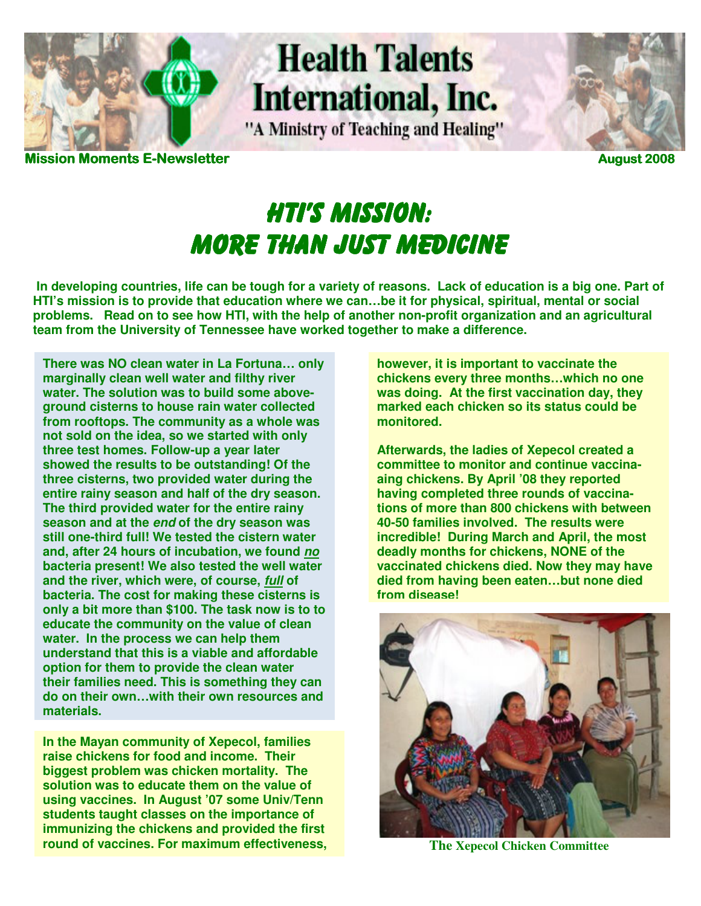# Health Talents International, Inc.

"A Ministry of Teaching and Healing"

**Mission Moments E-Newsletter** **August 2008**

# HTI'S MISSION: MORE THAN JUST MEDICINE

**In developing countries, life can be tough for a variety of reasons. Lack of education is a big one. Part of HTI's mission is to provide that education where we can…be it for physical, spiritual, mental or social problems. Read on to see how HTI, with the help of another non-profit organization and an agricultural team from the University of Tennessee have worked together to make a difference.**

**There was NO clean water in La Fortuna… only marginally clean well water and filthy river water. The solution was to build some above-ground cisterns to house rain water collected from rooftops. The community as a whole was not sold on the idea, so we started with only three test homes. Follow-up a year later showed the results to be outstanding! Of the three cisterns, two provided water during the entire rainy season and half of the dry season. The third provided water for the entire rainy season and at the *end* of the dry season was still one-third full! We tested the cistern water and, after 24 hours of incubation, we found *no* bacteria present! We also tested the well water and the river, which were, of course, *full* of bacteria. The cost for making these cisterns is only a bit more than $100. The task now is to to educate the community on the value of clean water. In the process we can help them understand that this is a viable and affordable option for them to provide the clean water their families need. This is something they can do on their own…with their own resources and materials.**

**In the Mayan community of Xepecol, families raise chickens for food and income. Their biggest problem was chicken mortality. The solution was to educate them on the value of using vaccines. In August '07 some Univ/Tenn students taught classes on the importance of immunizing the chickens and provided the first round of vaccines. For maximum effectiveness, however, it is important to vaccinate the chickens every three months…which no one was doing. At the first vaccination day, they marked each chicken so its status could be monitored.**

**Afterwards, the ladies of Xepecol created a committee to monitor and continue vaccinaaing chickens. By April '08 they reported having completed three rounds of vaccinations of more than 800 chickens with between 40-50 families involved. The results were incredible! During March and April, the most deadly months for chickens, NONE of the vaccinated chickens died. Now they may have died from having been eaten…but none died from disease!**

**The Xepecol Chicken Committee**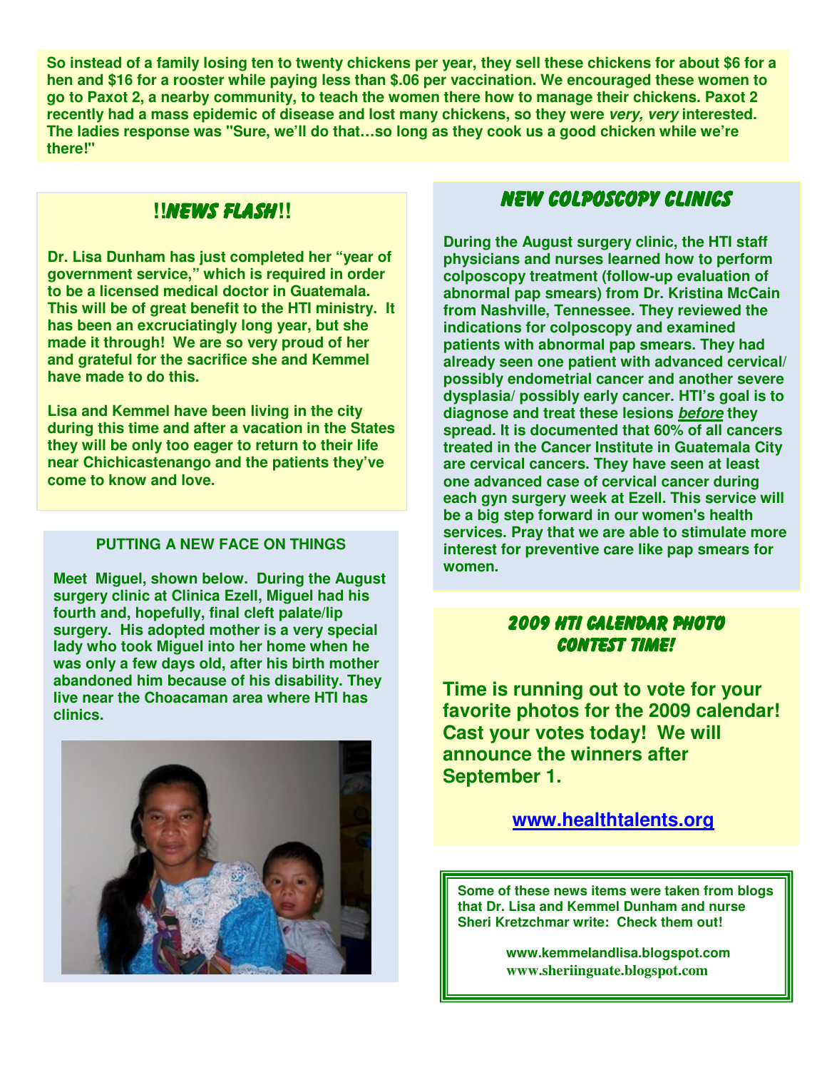**So instead of a family losing ten to twenty chickens per year, they sell these chickens for about $6 for a hen and $16 for a rooster while paying less than $.06 per vaccination. We encouraged these women to go to Paxot 2, a nearby community, to teach the women there how to manage their chickens. Paxot 2 recently had a mass epidemic of disease and lost many chickens, so they were *very, very* interested. The ladies response was "Sure, we'll do that…so long as they cook us a good chicken while we're there!"**

## !!NEWS FLASH!!

**Dr. Lisa Dunham has just completed her "year of government service," which is required in order to be a licensed medical doctor in Guatemala. This will be of great benefit to the HTI ministry. It has been an excruciatingly long year, but she made it through! We are so very proud of her and grateful for the sacrifice she and Kemmel have made to do this.**

**Lisa and Kemmel have been living in the city during this time and after a vacation in the States they will be only too eager to return to their life near Chichicastenango and the patients they've come to know and love.**

### PUTTING A NEW FACE ON THINGS

**Meet Miguel, shown below. During the August surgery clinic at Clinica Ezell, Miguel had his fourth and, hopefully, final cleft palate/lip surgery. His adopted mother is a very special lady who took Miguel into her home when he was only a few days old, after his birth mother abandoned him because of his disability. They live near the Choacaman area where HTI has clinics.**

## NEW COLPOSCOPY CLINICS

**During the August surgery clinic, the HTI staff physicians and nurses learned how to perform colposcopy treatment (follow-up evaluation of abnormal pap smears) from Dr. Kristina McCain from Nashville, Tennessee. They reviewed the indications for colposcopy and examined patients with abnormal pap smears. They had already seen one patient with advanced cervical/ possibly endometrial cancer and another severe dysplasia/ possibly early cancer. HTI's goal is to diagnose and treat these lesions *before* they spread. It is documented that 60% of all cancers treated in the Cancer Institute in Guatemala City are cervical cancers. They have seen at least one advanced case of cervical cancer during each gyn surgery week at Ezell. This service will be a big step forward in our women's health services. Pray that we are able to stimulate more interest for preventive care like pap smears for women.**

## 2009 HTI CALENDAR PHOTO CONTEST TIME!

**Time is running out to vote for your favorite photos for the 2009 calendar! Cast your votes today! We will announce the winners after September 1.**

**www.healthtalents.org**

**Some of these news items were taken from blogs that Dr. Lisa and Kemmel Dunham and nurse Sheri Kretzchmar write: Check them out!**

**www.kemmelandlisa.blogspot.com**
**www.sheriinguate.blogspot.com**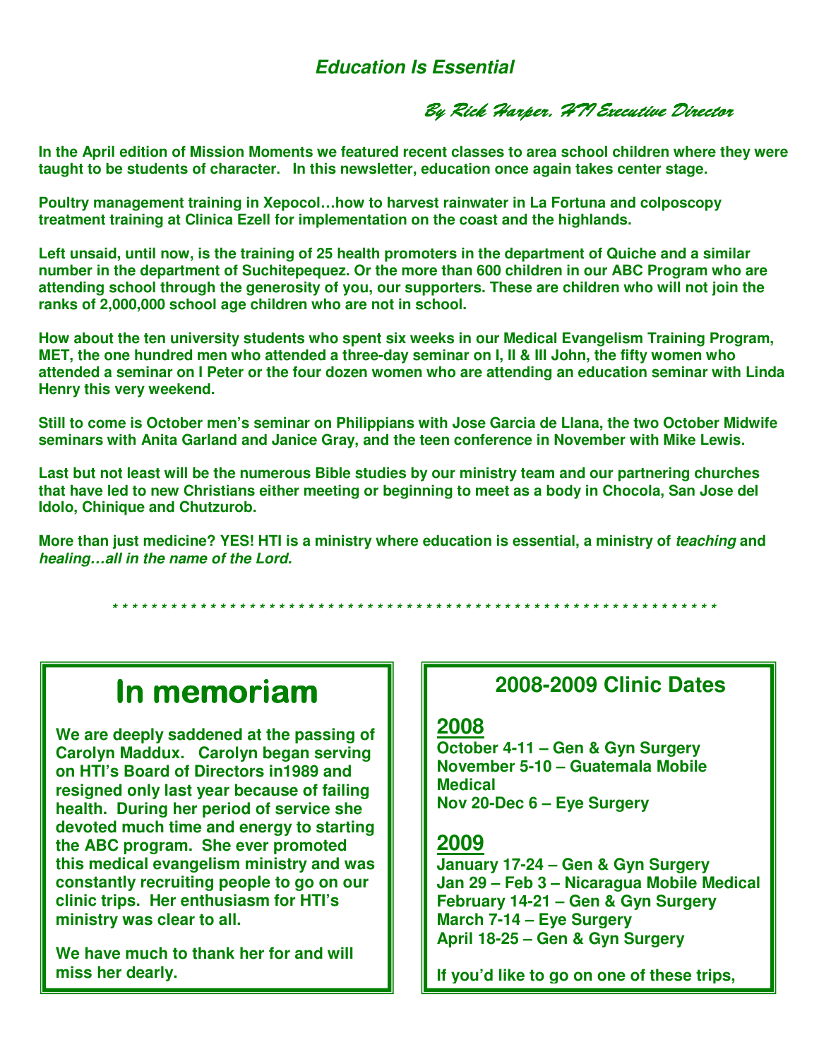## *Education Is Essential*

*By Rick Harper, HTI Executive Director*

**In the April edition of Mission Moments we featured recent classes to area school children where they were taught to be students of character. In this newsletter, education once again takes center stage.**

**Poultry management training in Xepocol…how to harvest rainwater in La Fortuna and colposcopy treatment training at Clinica Ezell for implementation on the coast and the highlands.**

**Left unsaid, until now, is the training of 25 health promoters in the department of Quiche and a similar number in the department of Suchitepequez. Or the more than 600 children in our ABC Program who are attending school through the generosity of you, our supporters. These are children who will not join the ranks of 2,000,000 school age children who are not in school.**

**How about the ten university students who spent six weeks in our Medical Evangelism Training Program, MET, the one hundred men who attended a three-day seminar on I, II & III John, the fifty women who attended a seminar on I Peter or the four dozen women who are attending an education seminar with Linda Henry this very weekend.**

**Still to come is October men's seminar on Philippians with Jose Garcia de Llana, the two October Midwife seminars with Anita Garland and Janice Gray, and the teen conference in November with Mike Lewis.**

**Last but not least will be the numerous Bible studies by our ministry team and our partnering churches that have led to new Christians either meeting or beginning to meet as a body in Chocola, San Jose del Idolo, Chinique and Chutzurob.**

**More than just medicine? YES! HTI is a ministry where education is essential, a ministry of *teaching* and *healing…all in the name of the Lord.***

* * * * * * * * * * * * * * * * * * * * * * * * * * * * * * * * * * * * * * * * * * * * * * * * * * * * * * * * * * * * * * * * *

# In memoriam

**We are deeply saddened at the passing of Carolyn Maddux. Carolyn began serving on HTI's Board of Directors in1989 and resigned only last year because of failing health. During her period of service she devoted much time and energy to starting the ABC program. She ever promoted this medical evangelism ministry and was constantly recruiting people to go on our clinic trips. Her enthusiasm for HTI's ministry was clear to all.**

**We have much to thank her for and will miss her dearly.**

## 2008-2009 Clinic Dates

**2008**

**October 4-11 – Gen & Gyn Surgery**
**November 5-10 – Guatemala Mobile Medical**
**Nov 20-Dec 6 – Eye Surgery**

**2009**

**January 17-24 – Gen & Gyn Surgery**
**Jan 29 – Feb 3 – Nicaragua Mobile Medical**
**February 14-21 – Gen & Gyn Surgery**
**March 7-14 – Eye Surgery**
**April 18-25 – Gen & Gyn Surgery**

**If you'd like to go on one of these trips,**